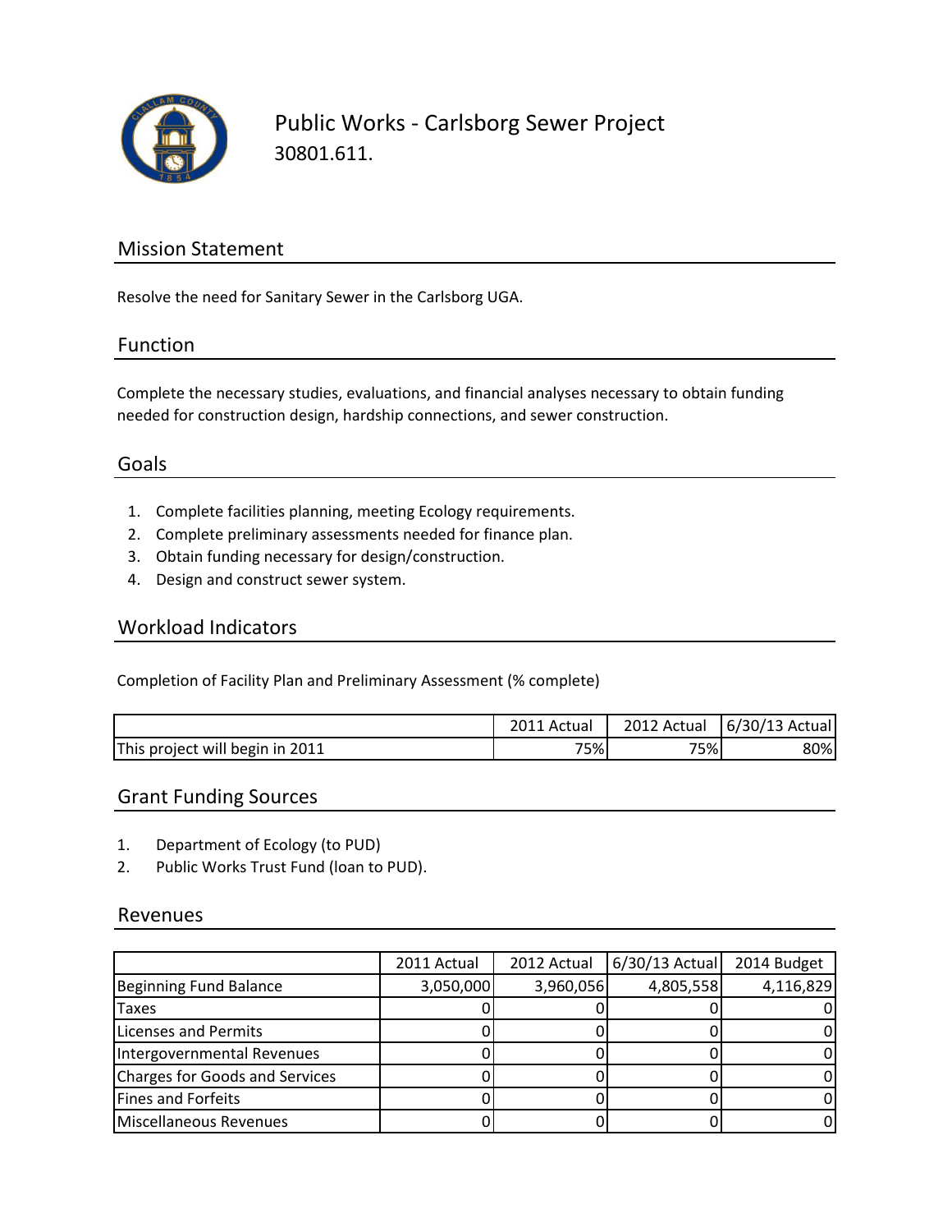# Public Works - Carlsborg Sewer Project

30801.611.

## Mission Statement

Resolve the need for Sanitary Sewer in the Carlsborg UGA.

## Function

Complete the necessary studies, evaluations, and financial analyses necessary to obtain funding needed for construction design, hardship connections, and sewer construction.

## Goals

1. Complete facilities planning, meeting Ecology requirements.
2. Complete preliminary assessments needed for finance plan.
3. Obtain funding necessary for design/construction.
4. Design and construct sewer system.

## Workload Indicators

Completion of Facility Plan and Preliminary Assessment (% complete)

| | 2011 Actual | 2012 Actual | 6/30/13 Actual |
|---|---|---|---|
| This project will begin in 2011 | 75% | 75% | 80% |

## Grant Funding Sources

1. Department of Ecology (to PUD)
2. Public Works Trust Fund (loan to PUD).

## Revenues

| | 2011 Actual | 2012 Actual | 6/30/13 Actual | 2014 Budget |
|---|---|---|---|---|
| Beginning Fund Balance | 3,050,000 | 3,960,056 | 4,805,558 | 4,116,829 |
| Taxes | 0 | 0 | 0 | 0 |
| Licenses and Permits | 0 | 0 | 0 | 0 |
| Intergovernmental Revenues | 0 | 0 | 0 | 0 |
| Charges for Goods and Services | 0 | 0 | 0 | 0 |
| Fines and Forfeits | 0 | 0 | 0 | 0 |
| Miscellaneous Revenues | 0 | 0 | 0 | 0 |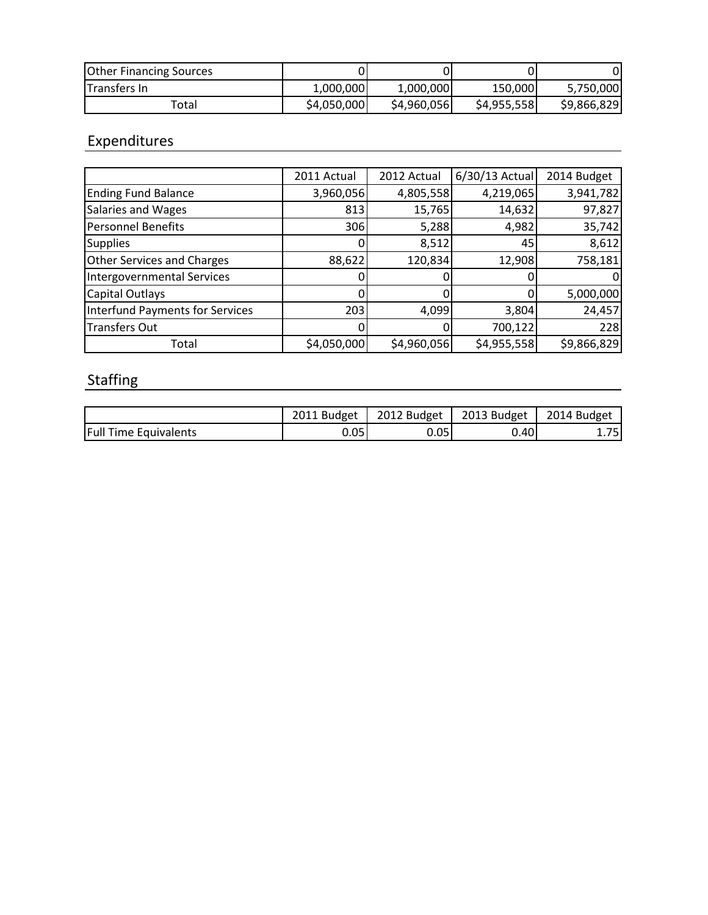| | | | | |
|---|---|---|---|---|
| Other Financing Sources | 0 | 0 | 0 | 0 |
| Transfers In | 1,000,000 | 1,000,000 | 150,000 | 5,750,000 |
| Total | $4,050,000 | $4,960,056 | $4,955,558 | $9,866,829 |

## Expenditures

| | 2011 Actual | 2012 Actual | 6/30/13 Actual | 2014 Budget |
|---|---|---|---|---|
| Ending Fund Balance | 3,960,056 | 4,805,558 | 4,219,065 | 3,941,782 |
| Salaries and Wages | 813 | 15,765 | 14,632 | 97,827 |
| Personnel Benefits | 306 | 5,288 | 4,982 | 35,742 |
| Supplies | 0 | 8,512 | 45 | 8,612 |
| Other Services and Charges | 88,622 | 120,834 | 12,908 | 758,181 |
| Intergovernmental Services | 0 | 0 | 0 | 0 |
| Capital Outlays | 0 | 0 | 0 | 5,000,000 |
| Interfund Payments for Services | 203 | 4,099 | 3,804 | 24,457 |
| Transfers Out | 0 | 0 | 700,122 | 228 |
| Total | $4,050,000 | $4,960,056 | $4,955,558 | $9,866,829 |

## Staffing

| | 2011 Budget | 2012 Budget | 2013 Budget | 2014 Budget |
|---|---|---|---|---|
| Full Time Equivalents | 0.05 | 0.05 | 0.40 | 1.75 |